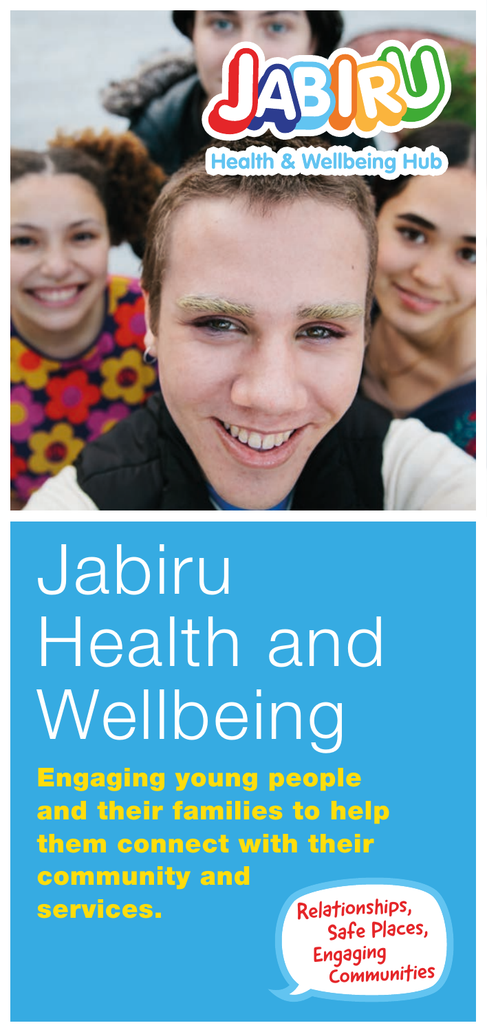JABIRU

Health & Wellbeing Hub

# Jabiru Health and Wellbeing

**Engaging young people and their families to help them connect with their community and services.**

Relationships, Safe Places, Engaging Communities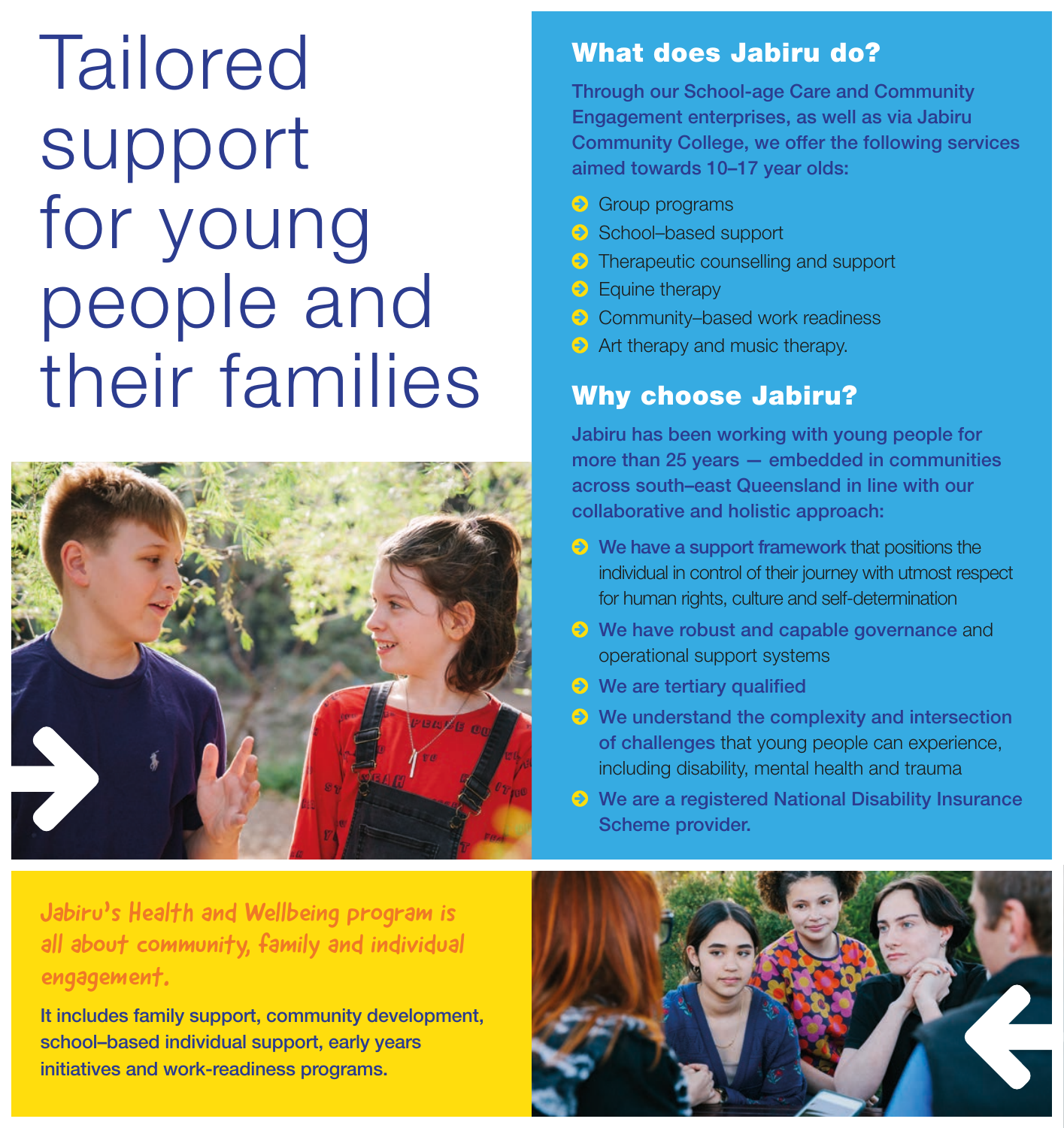# Tailored support for young people and their families

## What does Jabiru do?

**Through our School-age Care and Community Engagement enterprises, as well as via Jabiru Community College, we offer the following services aimed towards 10–17 year olds:**

- Group programs
- School–based support
- Therapeutic counselling and support
- Equine therapy
- Community–based work readiness
- Art therapy and music therapy.

## Why choose Jabiru?

**Jabiru has been working with young people for more than 25 years — embedded in communities across south–east Queensland in line with our collaborative and holistic approach:**

- **We have a support framework** that positions the individual in control of their journey with utmost respect for human rights, culture and self-determination
- **We have robust and capable governance** and operational support systems
- **We are tertiary qualified**
- **We understand the complexity and intersection of challenges** that young people can experience, including disability, mental health and trauma
- **We are a registered National Disability Insurance Scheme provider.**

*Jabiru's Health and Wellbeing program is all about community, family and individual engagement.*

**It includes family support, community development, school–based individual support, early years initiatives and work-readiness programs.**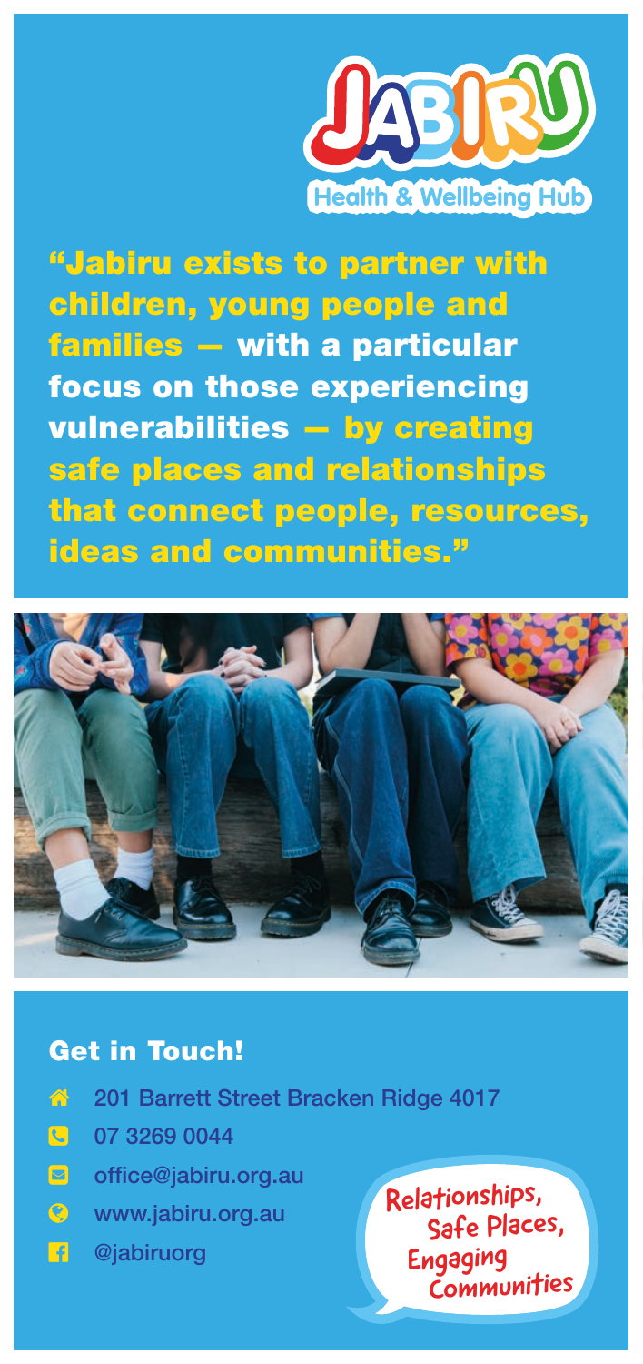JABIRU
Health & Wellbeing Hub

**"Jabiru exists to partner with children, young people and families — with a particular focus on those experiencing vulnerabilities — by creating safe places and relationships that connect people, resources, ideas and communities."**

## Get in Touch!

- 201 Barrett Street Bracken Ridge 4017
- 07 3269 0044
- office@jabiru.org.au
- www.jabiru.org.au
- @jabiruorg

Relationships, Safe Places, Engaging Communities